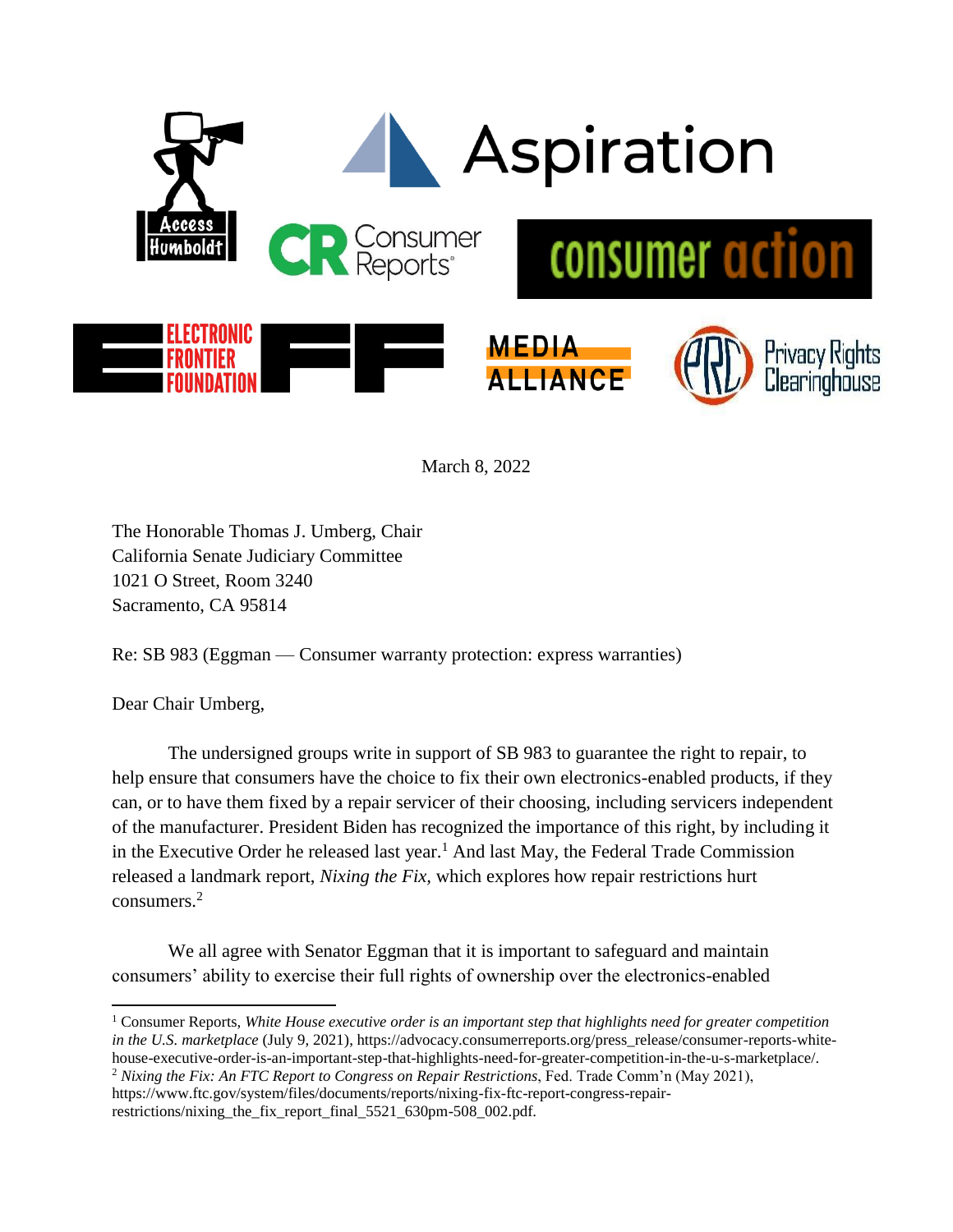March 8, 2022

The Honorable Thomas J. Umberg, Chair
California Senate Judiciary Committee
1021 O Street, Room 3240
Sacramento, CA 95814

Re: SB 983 (Eggman — Consumer warranty protection: express warranties)

Dear Chair Umberg,

The undersigned groups write in support of SB 983 to guarantee the right to repair, to help ensure that consumers have the choice to fix their own electronics-enabled products, if they can, or to have them fixed by a repair servicer of their choosing, including servicers independent of the manufacturer. President Biden has recognized the importance of this right, by including it in the Executive Order he released last year.[1] And last May, the Federal Trade Commission released a landmark report, *Nixing the Fix*, which explores how repair restrictions hurt consumers.[2]

We all agree with Senator Eggman that it is important to safeguard and maintain consumers' ability to exercise their full rights of ownership over the electronics-enabled

---

[1] Consumer Reports, *White House executive order is an important step that highlights need for greater competition in the U.S. marketplace* (July 9, 2021), https://advocacy.consumerreports.org/press_release/consumer-reports-white-house-executive-order-is-an-important-step-that-highlights-need-for-greater-competition-in-the-u-s-marketplace/.

[2] *Nixing the Fix: An FTC Report to Congress on Repair Restrictions*, Fed. Trade Comm'n (May 2021), https://www.ftc.gov/system/files/documents/reports/nixing-fix-ftc-report-congress-repair-restrictions/nixing_the_fix_report_final_5521_630pm-508_002.pdf.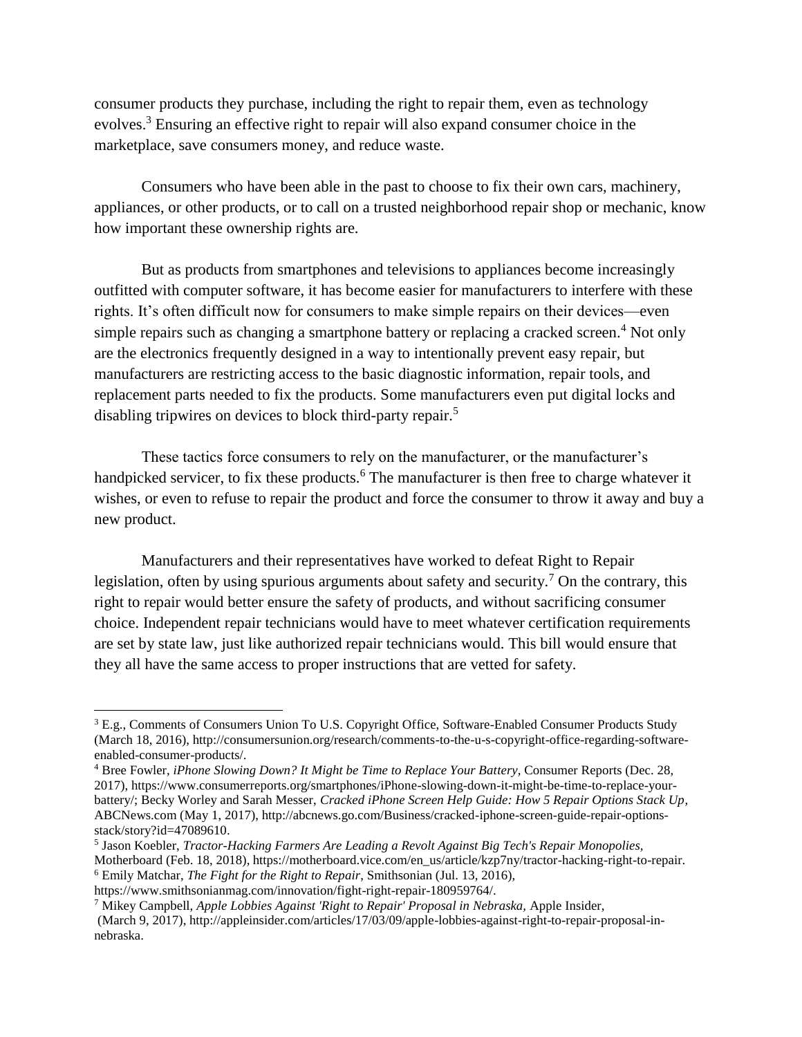consumer products they purchase, including the right to repair them, even as technology evolves.[3] Ensuring an effective right to repair will also expand consumer choice in the marketplace, save consumers money, and reduce waste.

Consumers who have been able in the past to choose to fix their own cars, machinery, appliances, or other products, or to call on a trusted neighborhood repair shop or mechanic, know how important these ownership rights are.

But as products from smartphones and televisions to appliances become increasingly outfitted with computer software, it has become easier for manufacturers to interfere with these rights. It's often difficult now for consumers to make simple repairs on their devices—even simple repairs such as changing a smartphone battery or replacing a cracked screen.[4] Not only are the electronics frequently designed in a way to intentionally prevent easy repair, but manufacturers are restricting access to the basic diagnostic information, repair tools, and replacement parts needed to fix the products. Some manufacturers even put digital locks and disabling tripwires on devices to block third-party repair.[5]

These tactics force consumers to rely on the manufacturer, or the manufacturer's handpicked servicer, to fix these products.[6] The manufacturer is then free to charge whatever it wishes, or even to refuse to repair the product and force the consumer to throw it away and buy a new product.

Manufacturers and their representatives have worked to defeat Right to Repair legislation, often by using spurious arguments about safety and security.[7] On the contrary, this right to repair would better ensure the safety of products, and without sacrificing consumer choice. Independent repair technicians would have to meet whatever certification requirements are set by state law, just like authorized repair technicians would. This bill would ensure that they all have the same access to proper instructions that are vetted for safety.

---

[3] E.g., Comments of Consumers Union To U.S. Copyright Office, Software-Enabled Consumer Products Study (March 18, 2016), http://consumersunion.org/research/comments-to-the-u-s-copyright-office-regarding-software-enabled-consumer-products/.

[4] Bree Fowler, *iPhone Slowing Down? It Might be Time to Replace Your Battery*, Consumer Reports (Dec. 28, 2017), https://www.consumerreports.org/smartphones/iPhone-slowing-down-it-might-be-time-to-replace-your-battery/; Becky Worley and Sarah Messer, *Cracked iPhone Screen Help Guide: How 5 Repair Options Stack Up*, ABCNews.com (May 1, 2017), http://abcnews.go.com/Business/cracked-iphone-screen-guide-repair-options-stack/story?id=47089610.

[5] Jason Koebler, *Tractor-Hacking Farmers Are Leading a Revolt Against Big Tech's Repair Monopolies*, Motherboard (Feb. 18, 2018), https://motherboard.vice.com/en_us/article/kzp7ny/tractor-hacking-right-to-repair.

[6] Emily Matchar, *The Fight for the Right to Repair*, Smithsonian (Jul. 13, 2016), https://www.smithsonianmag.com/innovation/fight-right-repair-180959764/.

[7] Mikey Campbell, *Apple Lobbies Against 'Right to Repair' Proposal in Nebraska*, Apple Insider, (March 9, 2017), http://appleinsider.com/articles/17/03/09/apple-lobbies-against-right-to-repair-proposal-in-nebraska.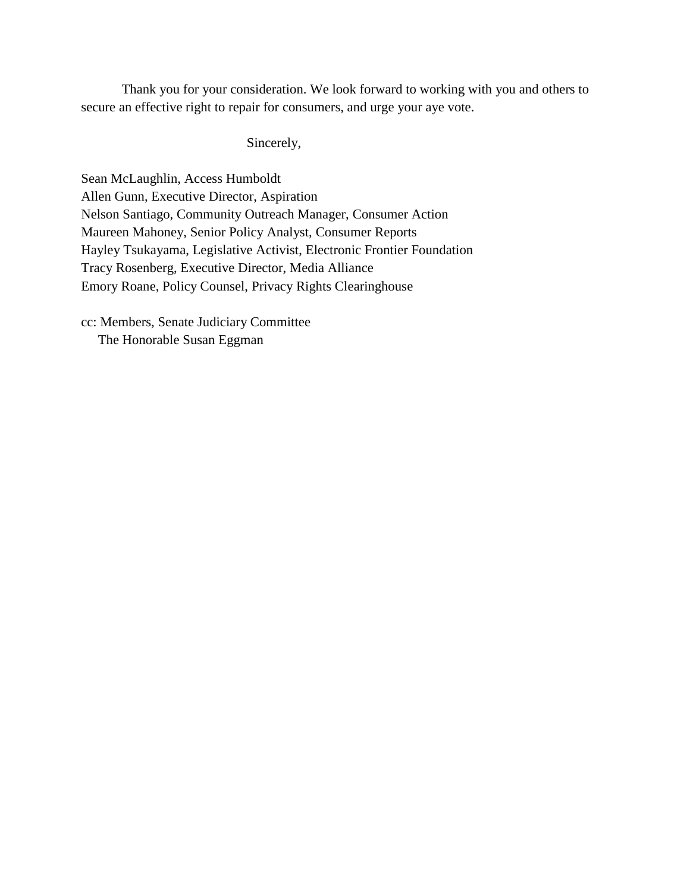Thank you for your consideration. We look forward to working with you and others to secure an effective right to repair for consumers, and urge your aye vote.

Sincerely,

Sean McLaughlin, Access Humboldt
Allen Gunn, Executive Director, Aspiration
Nelson Santiago, Community Outreach Manager, Consumer Action
Maureen Mahoney, Senior Policy Analyst, Consumer Reports
Hayley Tsukayama, Legislative Activist, Electronic Frontier Foundation
Tracy Rosenberg, Executive Director, Media Alliance
Emory Roane, Policy Counsel, Privacy Rights Clearinghouse

cc: Members, Senate Judiciary Committee
The Honorable Susan Eggman